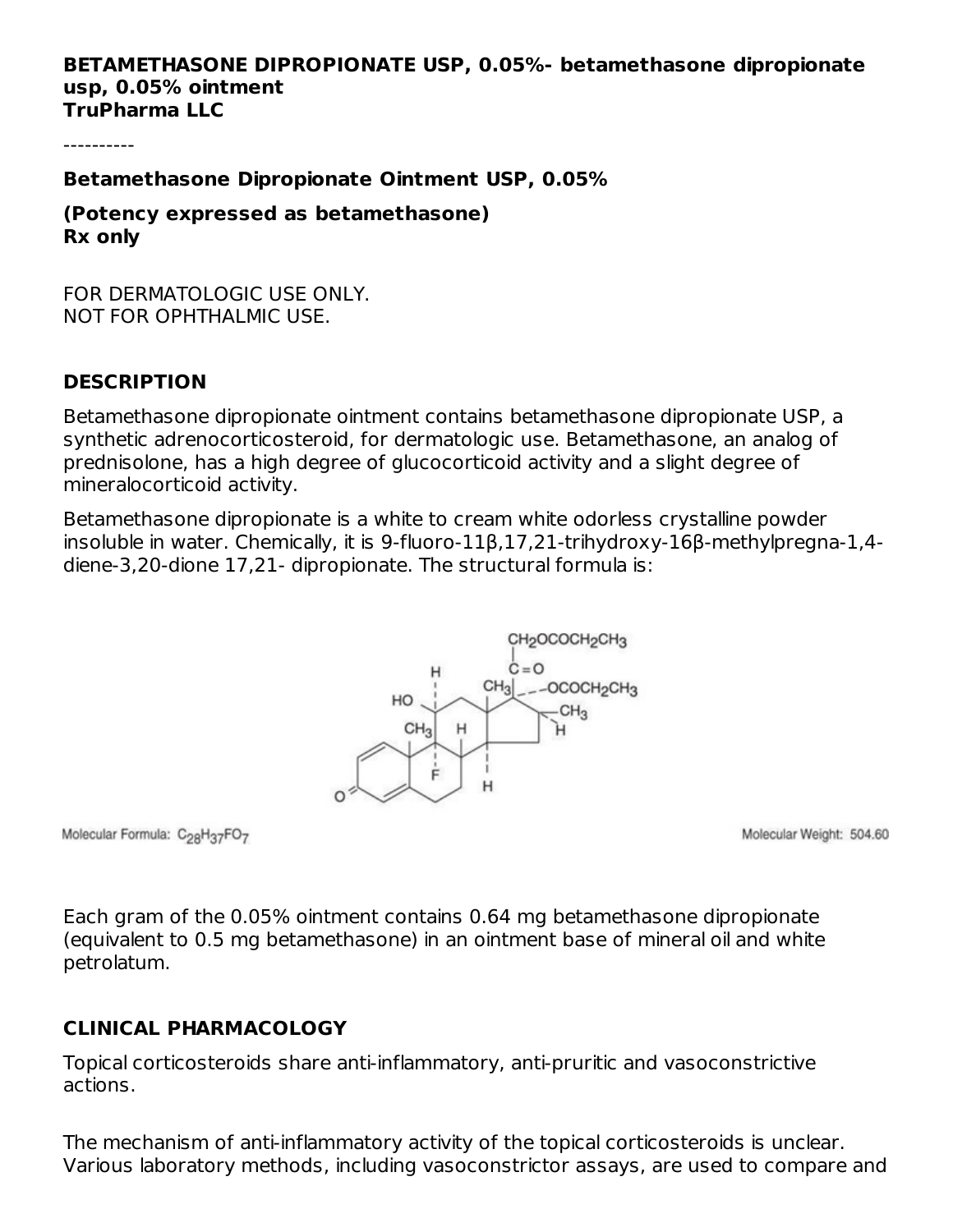**BETAMETHASONE DIPROPIONATE USP, 0.05%- betamethasone dipropionate usp, 0.05% ointment**
**TruPharma LLC**

----------

**Betamethasone Dipropionate Ointment USP, 0.05%**

**(Potency expressed as betamethasone)**
**Rx only**

FOR DERMATOLOGIC USE ONLY.
NOT FOR OPHTHALMIC USE.

## DESCRIPTION

Betamethasone dipropionate ointment contains betamethasone dipropionate USP, a synthetic adrenocorticosteroid, for dermatologic use. Betamethasone, an analog of prednisolone, has a high degree of glucocorticoid activity and a slight degree of mineralocorticoid activity.

Betamethasone dipropionate is a white to cream white odorless crystalline powder insoluble in water. Chemically, it is 9-fluoro-11β,17,21-trihydroxy-16β-methylpregna-1,4-diene-3,20-dione 17,21- dipropionate. The structural formula is:

Molecular Formula: $C_{28}H_{37}FO_7$

Molecular Weight: 504.60

Each gram of the 0.05% ointment contains 0.64 mg betamethasone dipropionate (equivalent to 0.5 mg betamethasone) in an ointment base of mineral oil and white petrolatum.

## CLINICAL PHARMACOLOGY

Topical corticosteroids share anti-inflammatory, anti-pruritic and vasoconstrictive actions.

The mechanism of anti-inflammatory activity of the topical corticosteroids is unclear. Various laboratory methods, including vasoconstrictor assays, are used to compare and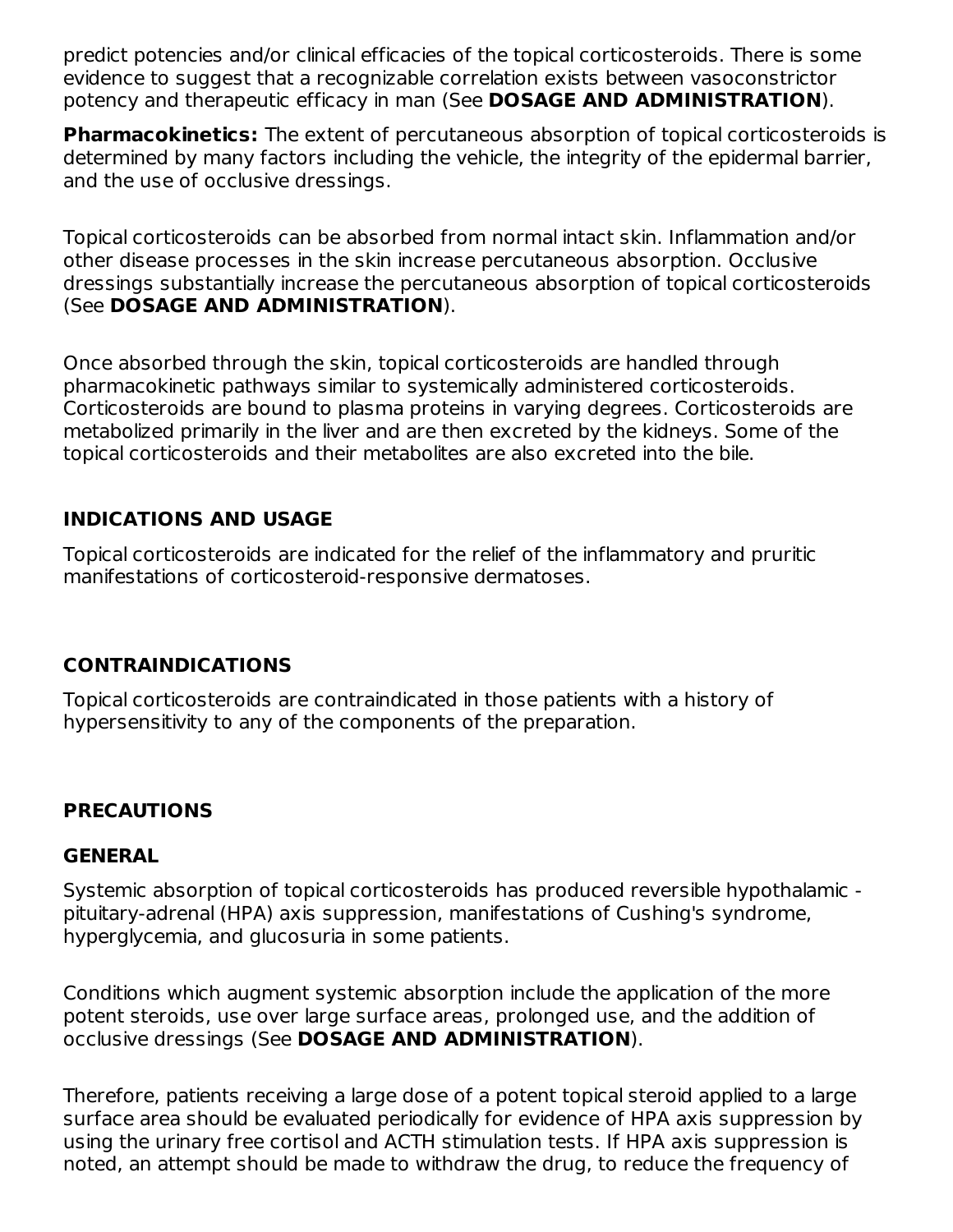predict potencies and/or clinical efficacies of the topical corticosteroids. There is some evidence to suggest that a recognizable correlation exists between vasoconstrictor potency and therapeutic efficacy in man (See **DOSAGE AND ADMINISTRATION**).

**Pharmacokinetics:** The extent of percutaneous absorption of topical corticosteroids is determined by many factors including the vehicle, the integrity of the epidermal barrier, and the use of occlusive dressings.

Topical corticosteroids can be absorbed from normal intact skin. Inflammation and/or other disease processes in the skin increase percutaneous absorption. Occlusive dressings substantially increase the percutaneous absorption of topical corticosteroids (See **DOSAGE AND ADMINISTRATION**).

Once absorbed through the skin, topical corticosteroids are handled through pharmacokinetic pathways similar to systemically administered corticosteroids. Corticosteroids are bound to plasma proteins in varying degrees. Corticosteroids are metabolized primarily in the liver and are then excreted by the kidneys. Some of the topical corticosteroids and their metabolites are also excreted into the bile.

## INDICATIONS AND USAGE

Topical corticosteroids are indicated for the relief of the inflammatory and pruritic manifestations of corticosteroid-responsive dermatoses.

## CONTRAINDICATIONS

Topical corticosteroids are contraindicated in those patients with a history of hypersensitivity to any of the components of the preparation.

## PRECAUTIONS

### GENERAL

Systemic absorption of topical corticosteroids has produced reversible hypothalamic - pituitary-adrenal (HPA) axis suppression, manifestations of Cushing's syndrome, hyperglycemia, and glucosuria in some patients.

Conditions which augment systemic absorption include the application of the more potent steroids, use over large surface areas, prolonged use, and the addition of occlusive dressings (See **DOSAGE AND ADMINISTRATION**).

Therefore, patients receiving a large dose of a potent topical steroid applied to a large surface area should be evaluated periodically for evidence of HPA axis suppression by using the urinary free cortisol and ACTH stimulation tests. If HPA axis suppression is noted, an attempt should be made to withdraw the drug, to reduce the frequency of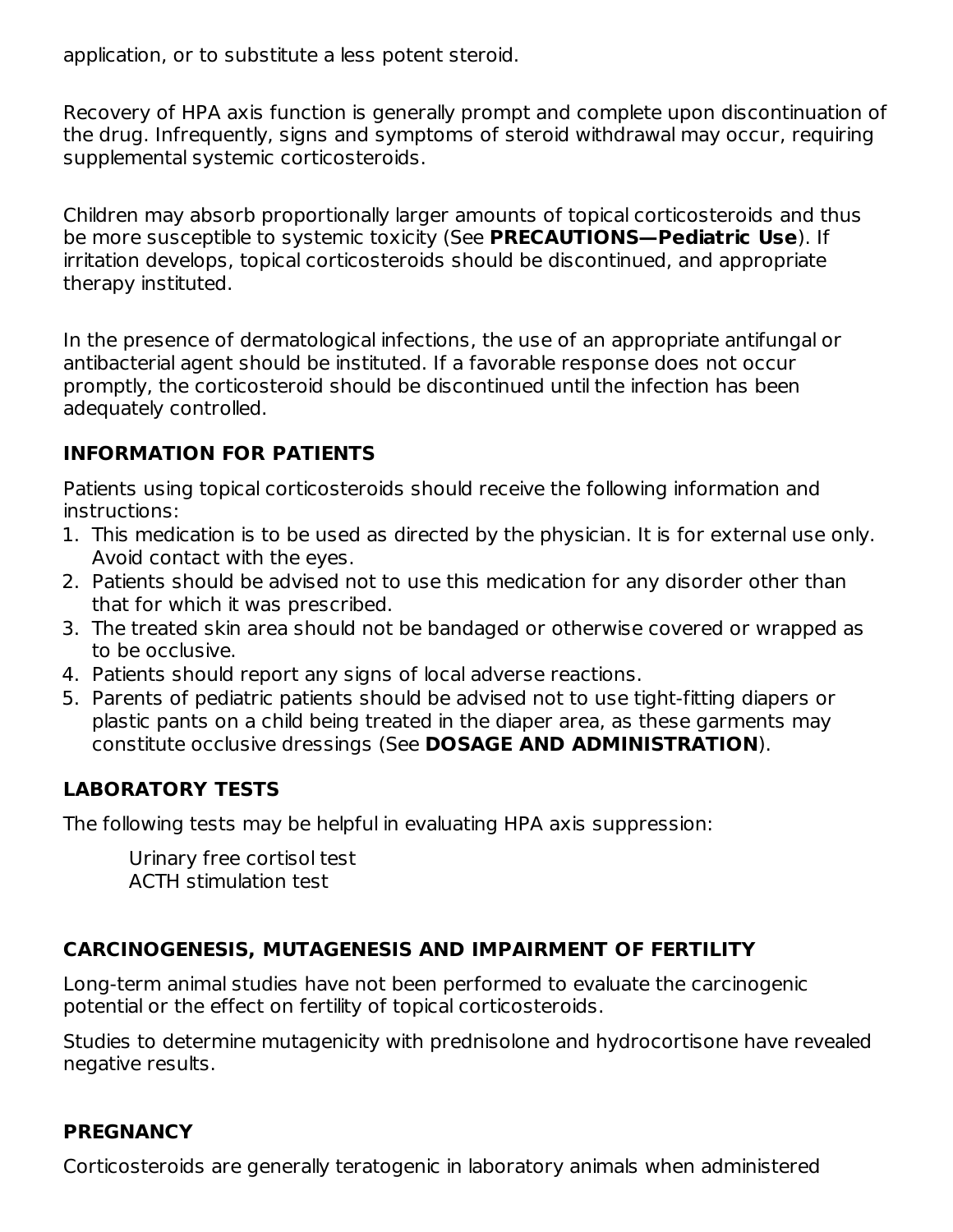application, or to substitute a less potent steroid.

Recovery of HPA axis function is generally prompt and complete upon discontinuation of the drug. Infrequently, signs and symptoms of steroid withdrawal may occur, requiring supplemental systemic corticosteroids.

Children may absorb proportionally larger amounts of topical corticosteroids and thus be more susceptible to systemic toxicity (See **PRECAUTIONS—Pediatric Use**). If irritation develops, topical corticosteroids should be discontinued, and appropriate therapy instituted.

In the presence of dermatological infections, the use of an appropriate antifungal or antibacterial agent should be instituted. If a favorable response does not occur promptly, the corticosteroid should be discontinued until the infection has been adequately controlled.

## INFORMATION FOR PATIENTS

Patients using topical corticosteroids should receive the following information and instructions:

1. This medication is to be used as directed by the physician. It is for external use only. Avoid contact with the eyes.
2. Patients should be advised not to use this medication for any disorder other than that for which it was prescribed.
3. The treated skin area should not be bandaged or otherwise covered or wrapped as to be occlusive.
4. Patients should report any signs of local adverse reactions.
5. Parents of pediatric patients should be advised not to use tight-fitting diapers or plastic pants on a child being treated in the diaper area, as these garments may constitute occlusive dressings (See **DOSAGE AND ADMINISTRATION**).

## LABORATORY TESTS

The following tests may be helpful in evaluating HPA axis suppression:

Urinary free cortisol test
ACTH stimulation test

## CARCINOGENESIS, MUTAGENESIS AND IMPAIRMENT OF FERTILITY

Long-term animal studies have not been performed to evaluate the carcinogenic potential or the effect on fertility of topical corticosteroids.

Studies to determine mutagenicity with prednisolone and hydrocortisone have revealed negative results.

## PREGNANCY

Corticosteroids are generally teratogenic in laboratory animals when administered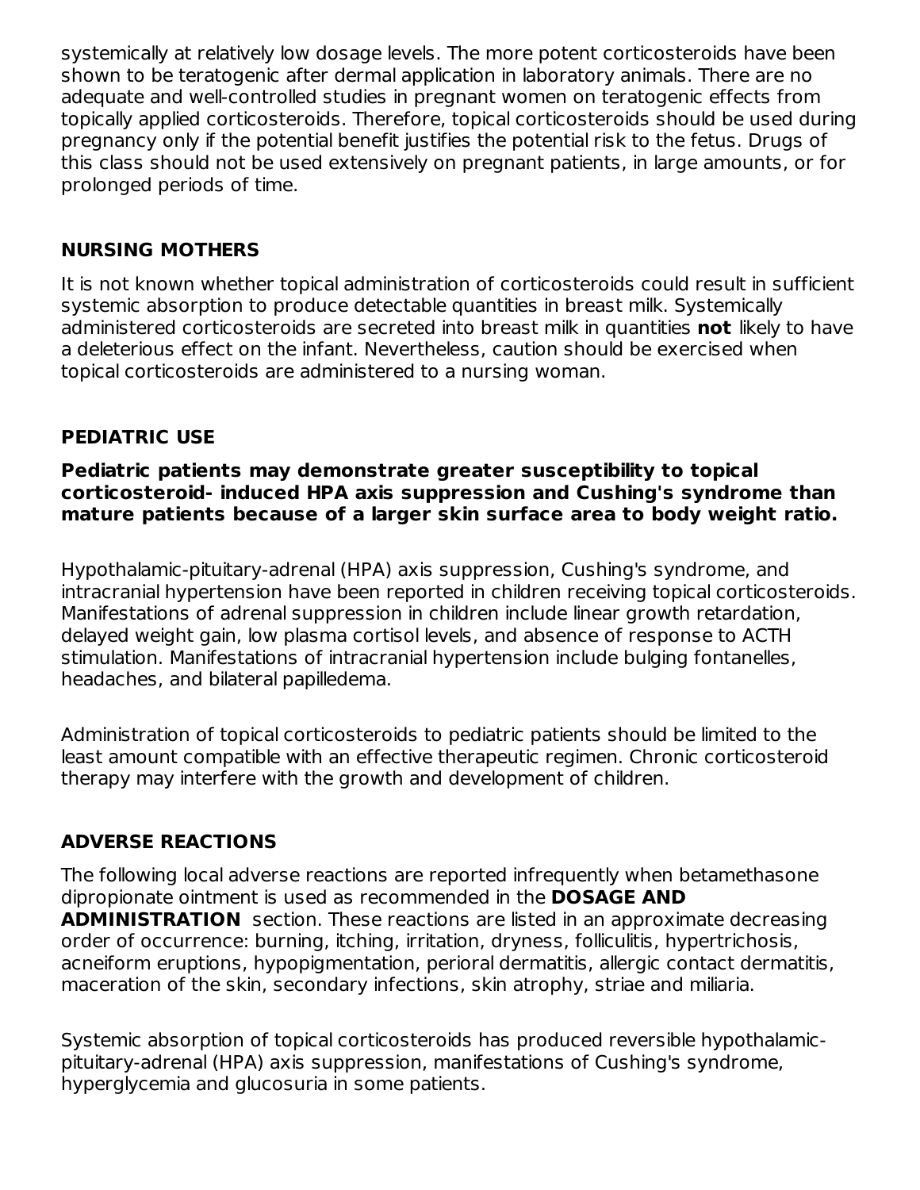systemically at relatively low dosage levels. The more potent corticosteroids have been shown to be teratogenic after dermal application in laboratory animals. There are no adequate and well-controlled studies in pregnant women on teratogenic effects from topically applied corticosteroids. Therefore, topical corticosteroids should be used during pregnancy only if the potential benefit justifies the potential risk to the fetus. Drugs of this class should not be used extensively on pregnant patients, in large amounts, or for prolonged periods of time.

## NURSING MOTHERS

It is not known whether topical administration of corticosteroids could result in sufficient systemic absorption to produce detectable quantities in breast milk. Systemically administered corticosteroids are secreted into breast milk in quantities **not** likely to have a deleterious effect on the infant. Nevertheless, caution should be exercised when topical corticosteroids are administered to a nursing woman.

## PEDIATRIC USE

**Pediatric patients may demonstrate greater susceptibility to topical corticosteroid- induced HPA axis suppression and Cushing's syndrome than mature patients because of a larger skin surface area to body weight ratio.**

Hypothalamic-pituitary-adrenal (HPA) axis suppression, Cushing's syndrome, and intracranial hypertension have been reported in children receiving topical corticosteroids. Manifestations of adrenal suppression in children include linear growth retardation, delayed weight gain, low plasma cortisol levels, and absence of response to ACTH stimulation. Manifestations of intracranial hypertension include bulging fontanelles, headaches, and bilateral papilledema.

Administration of topical corticosteroids to pediatric patients should be limited to the least amount compatible with an effective therapeutic regimen. Chronic corticosteroid therapy may interfere with the growth and development of children.

## ADVERSE REACTIONS

The following local adverse reactions are reported infrequently when betamethasone dipropionate ointment is used as recommended in the **DOSAGE AND ADMINISTRATION** section. These reactions are listed in an approximate decreasing order of occurrence: burning, itching, irritation, dryness, folliculitis, hypertrichosis, acneiform eruptions, hypopigmentation, perioral dermatitis, allergic contact dermatitis, maceration of the skin, secondary infections, skin atrophy, striae and miliaria.

Systemic absorption of topical corticosteroids has produced reversible hypothalamic-pituitary-adrenal (HPA) axis suppression, manifestations of Cushing's syndrome, hyperglycemia and glucosuria in some patients.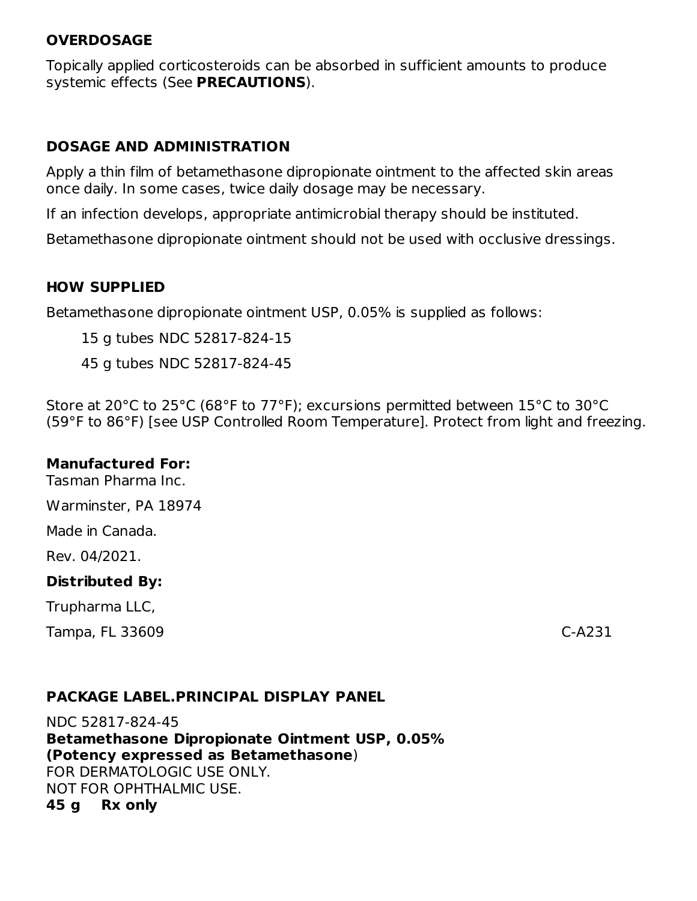## OVERDOSAGE

Topically applied corticosteroids can be absorbed in sufficient amounts to produce systemic effects (See **PRECAUTIONS**).

## DOSAGE AND ADMINISTRATION

Apply a thin film of betamethasone dipropionate ointment to the affected skin areas once daily. In some cases, twice daily dosage may be necessary.

If an infection develops, appropriate antimicrobial therapy should be instituted.

Betamethasone dipropionate ointment should not be used with occlusive dressings.

## HOW SUPPLIED

Betamethasone dipropionate ointment USP, 0.05% is supplied as follows:

15 g tubes NDC 52817-824-15

45 g tubes NDC 52817-824-45

Store at 20°C to 25°C (68°F to 77°F); excursions permitted between 15°C to 30°C (59°F to 86°F) [see USP Controlled Room Temperature]. Protect from light and freezing.

**Manufactured For:**
Tasman Pharma Inc.

Warminster, PA 18974

Made in Canada.

Rev. 04/2021.

**Distributed By:**

Trupharma LLC,

Tampa, FL 33609

C-A231

## PACKAGE LABEL.PRINCIPAL DISPLAY PANEL

NDC 52817-824-45
**Betamethasone Dipropionate Ointment USP, 0.05%**
**(Potency expressed as Betamethasone**)
FOR DERMATOLOGIC USE ONLY.
NOT FOR OPHTHALMIC USE.
**45 g    Rx only**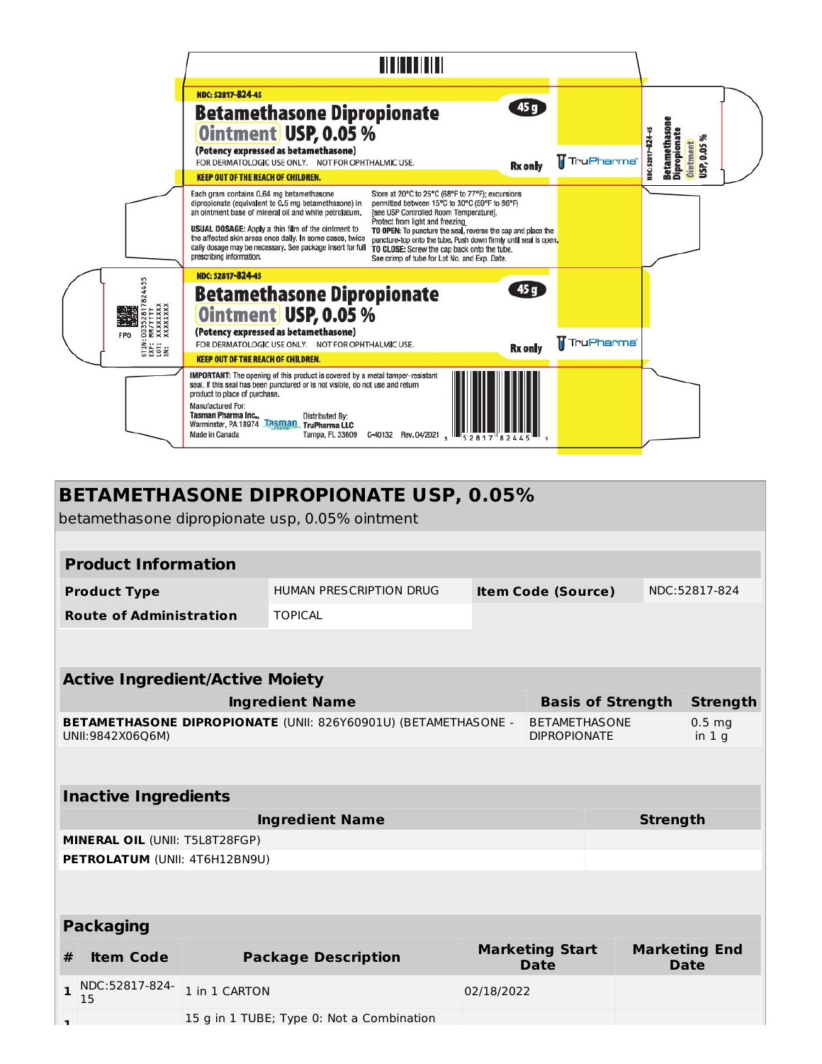NDC: 52817-824-45

**Betamethasone Dipropionate Ointment USP, 0.05 %**

45 g

(Potency expressed as betamethasone)

FOR DERMATOLOGIC USE ONLY. NOT FOR OPHTHALMIC USE.

Rx only

TruPharma

KEEP OUT OF THE REACH OF CHILDREN.

Each gram contains 0.64 mg betamethasone dipropionate (equivalent to 0.5 mg betamethasone) in an ointment base of mineral oil and white petrolatum.

**USUAL DOSAGE:** Apply a thin film of the ointment to the affected skin areas once daily. In some cases, twice daily dosage may be necessary. See package insert for full prescribing information.

Store at 20°C to 25°C (68°F to 77°F); excursions permitted between 15°C to 30°C (59°F to 86°F) [see USP Controlled Room Temperature]. Protect from light and freezing.

**TO OPEN:** To puncture the seal, reverse the cap and place the puncture-top onto the tube. Push down firmly until seal is open.

**TO CLOSE:** Screw the cap back onto the tube.

See crimp of tube for Lot No. and Exp. Date.

NDC: 52817-824-45

**Betamethasone Dipropionate Ointment USP, 0.05 %**

45 g

(Potency expressed as betamethasone)

FOR DERMATOLOGIC USE ONLY. NOT FOR OPHTHALMIC USE.

Rx only

TruPharma

KEEP OUT OF THE REACH OF CHILDREN.

**IMPORTANT:** The opening of this product is covered by a metal tamper-resistant seal. If this seal has been punctured or is not visible, do not use and return product to place of purchase.

Manufactured For:
**Tasman Pharma Inc.,**
Warminster, PA 18974
Made in Canada

Distributed By:
**TruPharma LLC**
Tampa, FL 33609

C-40132 Rev. 04/2021

3 52817 82445 5

GTIN: 00352817824455
EXP: MM/YYYY
LOT: XXXXXXX
SN: XXXXXXXX

FPO

NDC: 52817-824-45 Betamethasone Dipropionate Ointment USP, 0.05 %

# BETAMETHASONE DIPROPIONATE USP, 0.05%

betamethasone dipropionate usp, 0.05% ointment

| Product Information | | | |
|---|---|---|---|
| **Product Type** | HUMAN PRESCRIPTION DRUG | **Item Code (Source)** | NDC:52817-824 |
| **Route of Administration** | TOPICAL | | |

| Active Ingredient/Active Moiety | | |
|---|---|---|
| **Ingredient Name** | **Basis of Strength** | **Strength** |
| **BETAMETHASONE DIPROPIONATE** (UNII: 826Y60901U) (BETAMETHASONE - UNII:9842X06Q6M) | BETAMETHASONE DIPROPIONATE | 0.5 mg in 1 g |

| Inactive Ingredients | |
|---|---|
| **Ingredient Name** | **Strength** |
| **MINERAL OIL** (UNII: T5L8T28FGP) | |
| **PETROLATUM** (UNII: 4T6H12BN9U) | |

| Packaging | | | | |
|---|---|---|---|---|
| **#** | **Item Code** | **Package Description** | **Marketing Start Date** | **Marketing End Date** |
| **1** | NDC:52817-824-15 | 1 in 1 CARTON | 02/18/2022 | |
| **1** | | 15 g in 1 TUBE; Type 0: Not a Combination | | |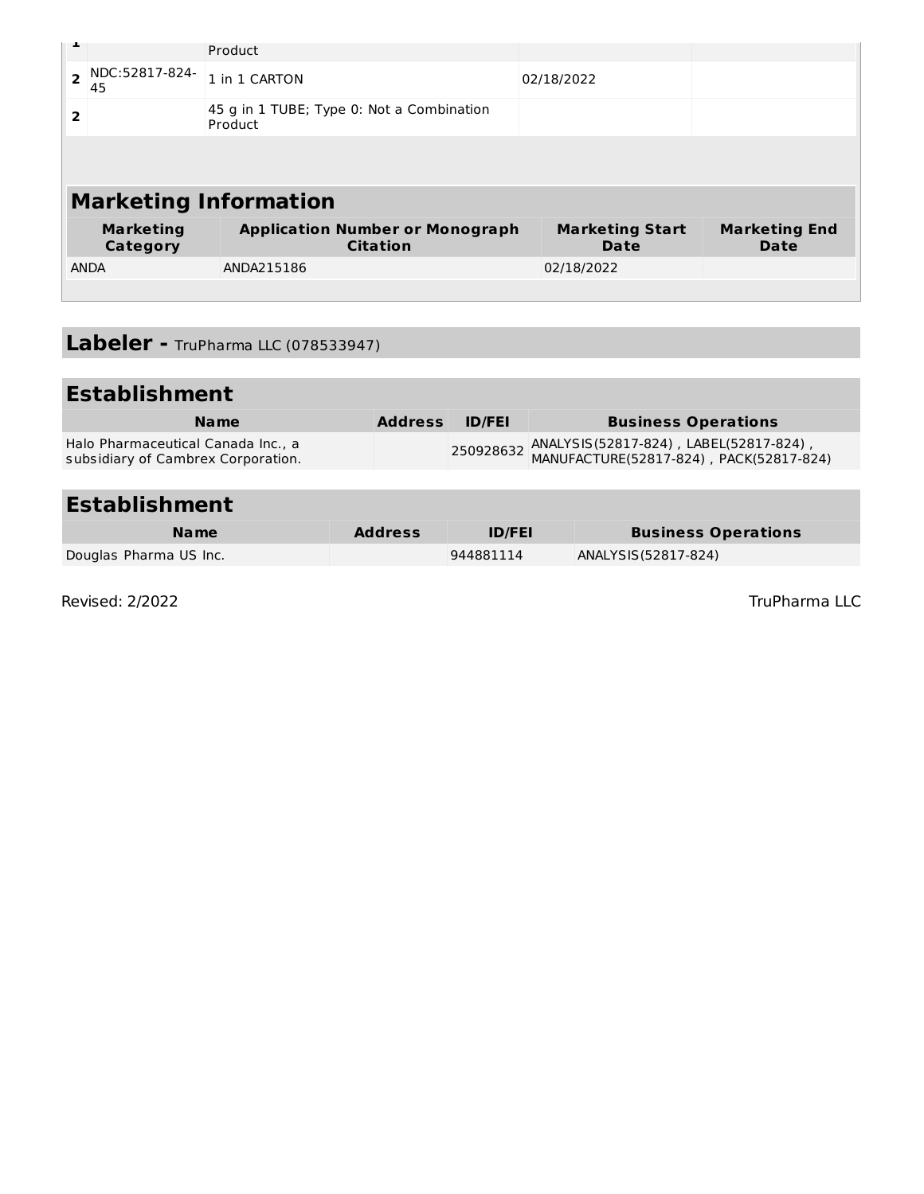| | | | | |
|---|---|---|---|---|
| 1 | | Product | | |
| 2 | NDC:52817-824-45 | 1 in 1 CARTON | 02/18/2022 | |
| 2 | | 45 g in 1 TUBE; Type 0: Not a Combination Product | | |

## Marketing Information

| Marketing Category | Application Number or Monograph Citation | Marketing Start Date | Marketing End Date |
|---|---|---|---|
| ANDA | ANDA215186 | 02/18/2022 | |

## Labeler - TruPharma LLC (078533947)

## Establishment

| Name | Address | ID/FEI | Business Operations |
|---|---|---|---|
| Halo Pharmaceutical Canada Inc., a subsidiary of Cambrex Corporation. | | 250928632 | ANALYSIS(52817-824) , LABEL(52817-824) , MANUFACTURE(52817-824) , PACK(52817-824) |

## Establishment

| Name | Address | ID/FEI | Business Operations |
|---|---|---|---|
| Douglas Pharma US Inc. | | 944881114 | ANALYSIS(52817-824) |

Revised: 2/2022

TruPharma LLC